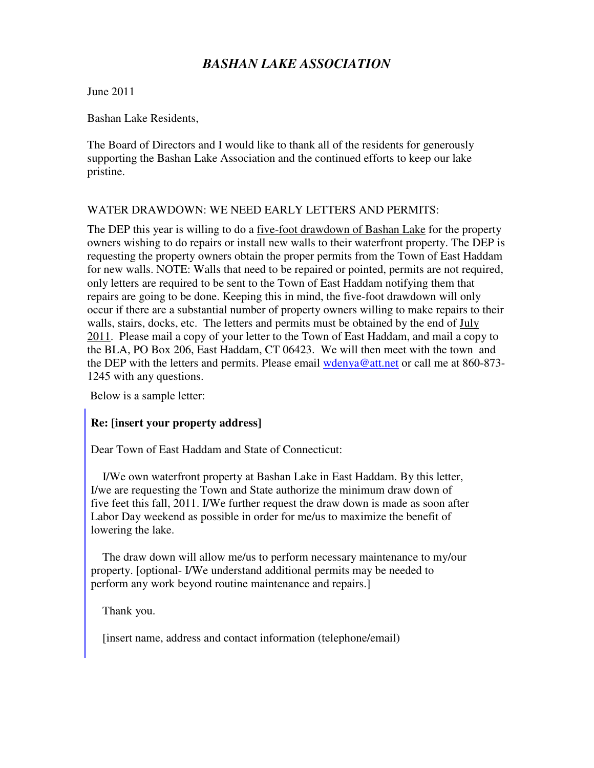# *BASHAN LAKE ASSOCIATION*

June 2011

Bashan Lake Residents,

The Board of Directors and I would like to thank all of the residents for generously supporting the Bashan Lake Association and the continued efforts to keep our lake pristine.

WATER DRAWDOWN: WE NEED EARLY LETTERS AND PERMITS:

The DEP this year is willing to do a <u>five-foot drawdown of Bashan Lake</u> for the property owners wishing to do repairs or install new walls to their waterfront property. The DEP is requesting the property owners obtain the proper permits from the Town of East Haddam for new walls. NOTE: Walls that need to be repaired or pointed, permits are not required, only letters are required to be sent to the Town of East Haddam notifying them that repairs are going to be done. Keeping this in mind, the five-foot drawdown will only occur if there are a substantial number of property owners willing to make repairs to their walls, stairs, docks, etc. The letters and permits must be obtained by the end of <u>July 2011</u>. Please mail a copy of your letter to the Town of East Haddam, and mail a copy to the BLA, PO Box 206, East Haddam, CT 06423. We will then meet with the town and the DEP with the letters and permits. Please email wdenya@att.net or call me at 860-873-1245 with any questions.

Below is a sample letter:

> **Re: [insert your property address]**
>
> Dear Town of East Haddam and State of Connecticut:
>
> I/We own waterfront property at Bashan Lake in East Haddam. By this letter, I/we are requesting the Town and State authorize the minimum draw down of five feet this fall, 2011. I/We further request the draw down is made as soon after Labor Day weekend as possible in order for me/us to maximize the benefit of lowering the lake.
>
> The draw down will allow me/us to perform necessary maintenance to my/our property. [optional- I/We understand additional permits may be needed to perform any work beyond routine maintenance and repairs.]
>
> Thank you.
>
> [insert name, address and contact information (telephone/email)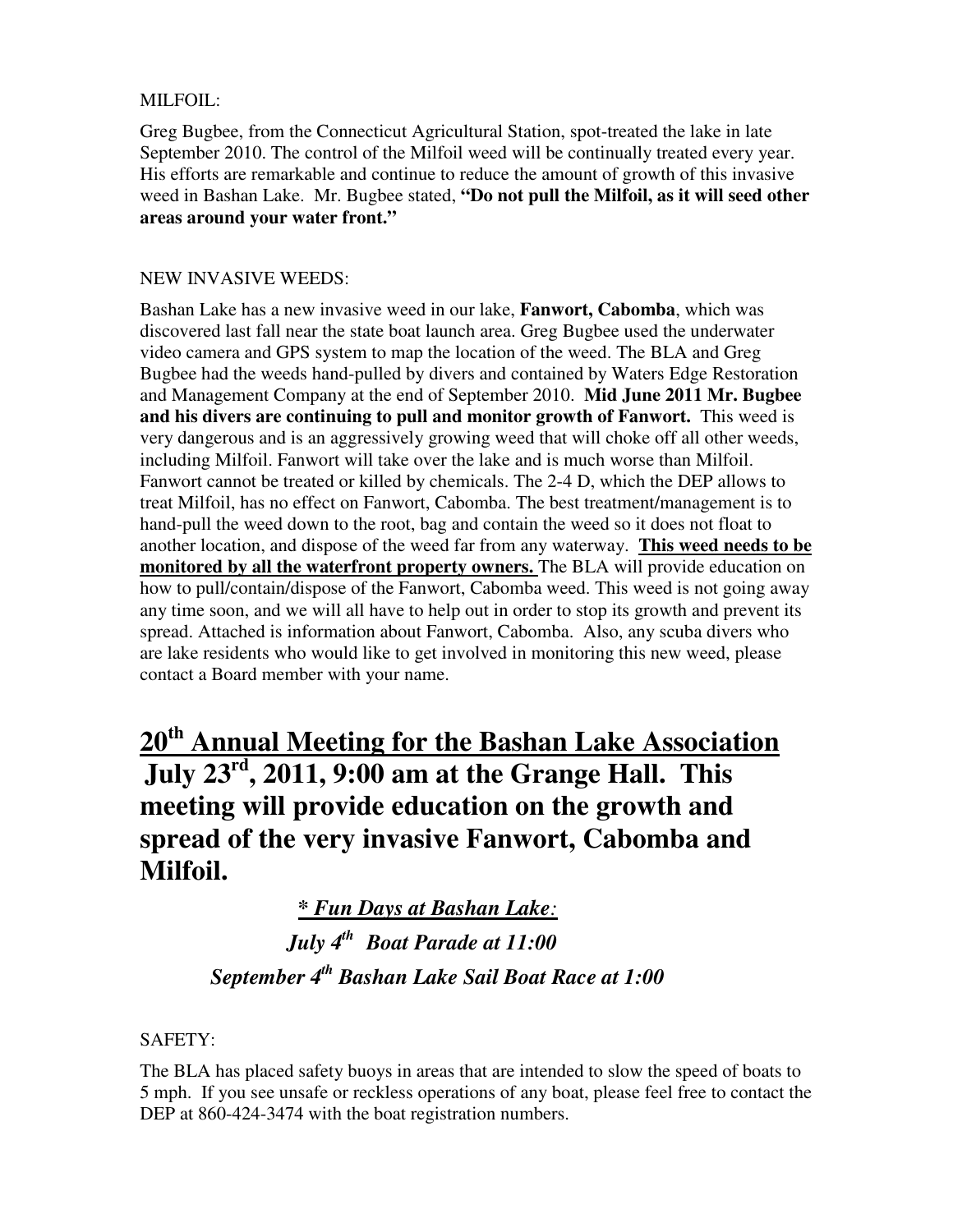MILFOIL:

Greg Bugbee, from the Connecticut Agricultural Station, spot-treated the lake in late September 2010. The control of the Milfoil weed will be continually treated every year. His efforts are remarkable and continue to reduce the amount of growth of this invasive weed in Bashan Lake. Mr. Bugbee stated, **"Do not pull the Milfoil, as it will seed other areas around your water front."**

NEW INVASIVE WEEDS:

Bashan Lake has a new invasive weed in our lake, **Fanwort, Cabomba**, which was discovered last fall near the state boat launch area. Greg Bugbee used the underwater video camera and GPS system to map the location of the weed. The BLA and Greg Bugbee had the weeds hand-pulled by divers and contained by Waters Edge Restoration and Management Company at the end of September 2010. **Mid June 2011 Mr. Bugbee and his divers are continuing to pull and monitor growth of Fanwort.** This weed is very dangerous and is an aggressively growing weed that will choke off all other weeds, including Milfoil. Fanwort will take over the lake and is much worse than Milfoil. Fanwort cannot be treated or killed by chemicals. The 2-4 D, which the DEP allows to treat Milfoil, has no effect on Fanwort, Cabomba. The best treatment/management is to hand-pull the weed down to the root, bag and contain the weed so it does not float to another location, and dispose of the weed far from any waterway. **<u>This weed needs to be monitored by all the waterfront property owners.</u>** The BLA will provide education on how to pull/contain/dispose of the Fanwort, Cabomba weed. This weed is not going away any time soon, and we will all have to help out in order to stop its growth and prevent its spread. Attached is information about Fanwort, Cabomba. Also, any scuba divers who are lake residents who would like to get involved in monitoring this new weed, please contact a Board member with your name.

## <u>20th Annual Meeting for the Bashan Lake Association</u> July 23rd, 2011, 9:00 am at the Grange Hall. This meeting will provide education on the growth and spread of the very invasive Fanwort, Cabomba and Milfoil.

***<u>* Fun Days at Bashan Lake</u>:***

***July 4th Boat Parade at 11:00***

***September 4th Bashan Lake Sail Boat Race at 1:00***

SAFETY:

The BLA has placed safety buoys in areas that are intended to slow the speed of boats to 5 mph. If you see unsafe or reckless operations of any boat, please feel free to contact the DEP at 860-424-3474 with the boat registration numbers.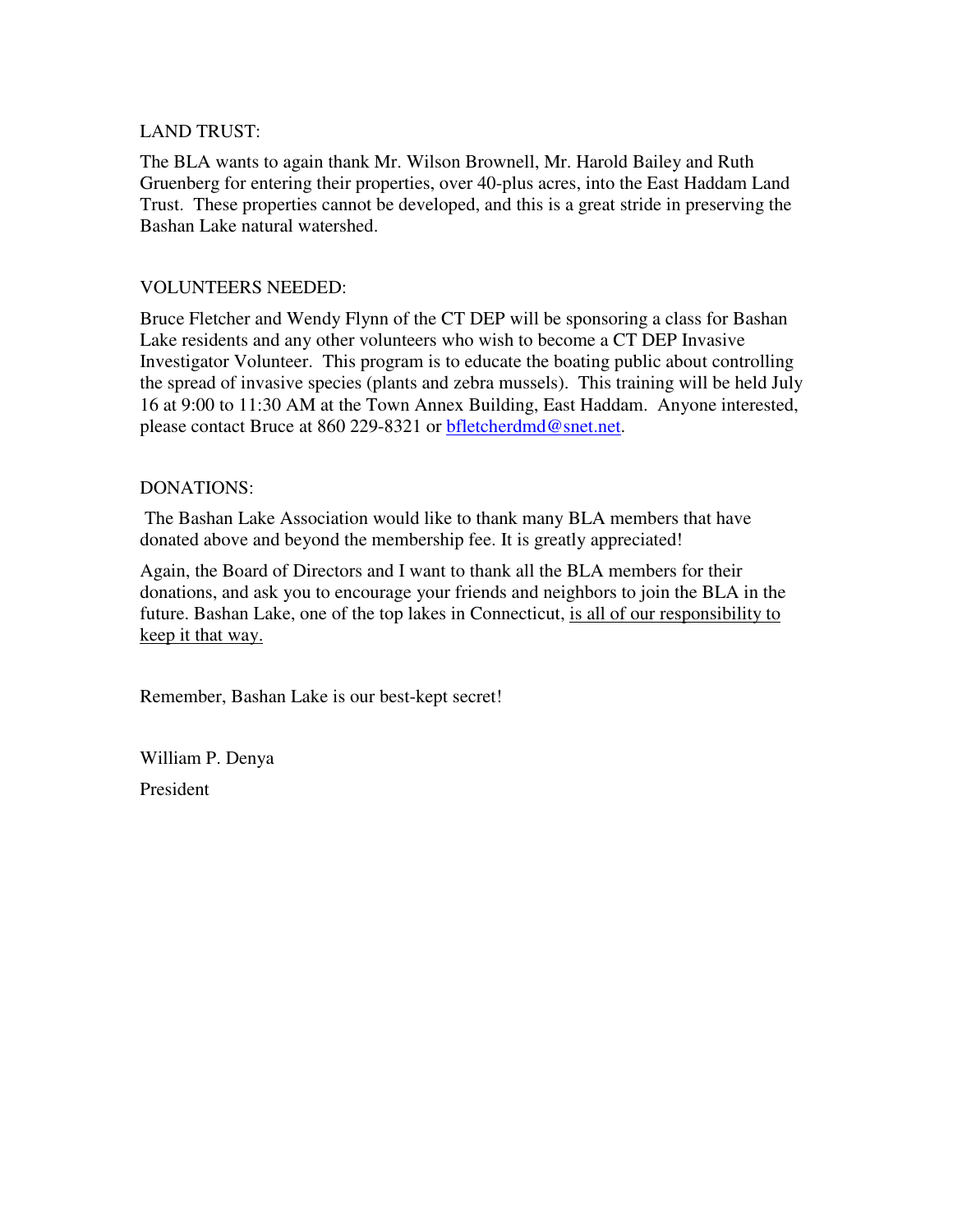LAND TRUST:

The BLA wants to again thank Mr. Wilson Brownell, Mr. Harold Bailey and Ruth Gruenberg for entering their properties, over 40-plus acres, into the East Haddam Land Trust. These properties cannot be developed, and this is a great stride in preserving the Bashan Lake natural watershed.

VOLUNTEERS NEEDED:

Bruce Fletcher and Wendy Flynn of the CT DEP will be sponsoring a class for Bashan Lake residents and any other volunteers who wish to become a CT DEP Invasive Investigator Volunteer. This program is to educate the boating public about controlling the spread of invasive species (plants and zebra mussels). This training will be held July 16 at 9:00 to 11:30 AM at the Town Annex Building, East Haddam. Anyone interested, please contact Bruce at 860 229-8321 or bfletcherdmd@snet.net.

DONATIONS:

The Bashan Lake Association would like to thank many BLA members that have donated above and beyond the membership fee. It is greatly appreciated!

Again, the Board of Directors and I want to thank all the BLA members for their donations, and ask you to encourage your friends and neighbors to join the BLA in the future. Bashan Lake, one of the top lakes in Connecticut, <u>is all of our responsibility to keep it that way.</u>

Remember, Bashan Lake is our best-kept secret!

William P. Denya

President